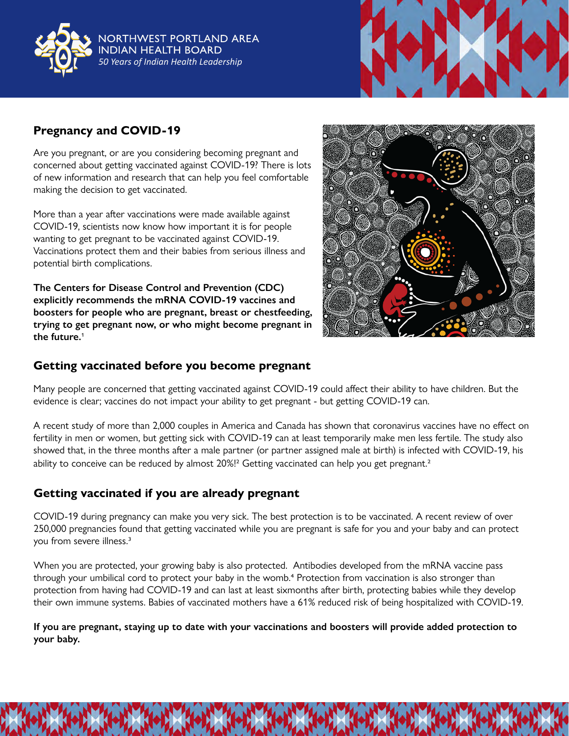NORTHWEST PORTLAND AREA INDIAN HEALTH BOARD

*50 Years of Indian Health Leadership*

## Pregnancy and COVID-19

Are you pregnant, or are you considering becoming pregnant and concerned about getting vaccinated against COVID-19? There is lots of new information and research that can help you feel comfortable making the decision to get vaccinated.

More than a year after vaccinations were made available against COVID-19, scientists now know how important it is for people wanting to get pregnant to be vaccinated against COVID-19. Vaccinations protect them and their babies from serious illness and potential birth complications.

**The Centers for Disease Control and Prevention (CDC) explicitly recommends the mRNA COVID-19 vaccines and boosters for people who are pregnant, breast or chestfeeding, trying to get pregnant now, or who might become pregnant in the future.**[1]

## Getting vaccinated before you become pregnant

Many people are concerned that getting vaccinated against COVID-19 could affect their ability to have children. But the evidence is clear; vaccines do not impact your ability to get pregnant - but getting COVID-19 can.

A recent study of more than 2,000 couples in America and Canada has shown that coronavirus vaccines have no effect on fertility in men or women, but getting sick with COVID-19 can at least temporarily make men less fertile. The study also showed that, in the three months after a male partner (or partner assigned male at birth) is infected with COVID-19, his ability to conceive can be reduced by almost 20%![2] Getting vaccinated can help you get pregnant.[2]

## Getting vaccinated if you are already pregnant

COVID-19 during pregnancy can make you very sick. The best protection is to be vaccinated. A recent review of over 250,000 pregnancies found that getting vaccinated while you are pregnant is safe for you and your baby and can protect you from severe illness.[3]

When you are protected, your growing baby is also protected. Antibodies developed from the mRNA vaccine pass through your umbilical cord to protect your baby in the womb.[4] Protection from vaccination is also stronger than protection from having had COVID-19 and can last at least sixmonths after birth, protecting babies while they develop their own immune systems. Babies of vaccinated mothers have a 61% reduced risk of being hospitalized with COVID-19.

**If you are pregnant, staying up to date with your vaccinations and boosters will provide added protection to your baby.**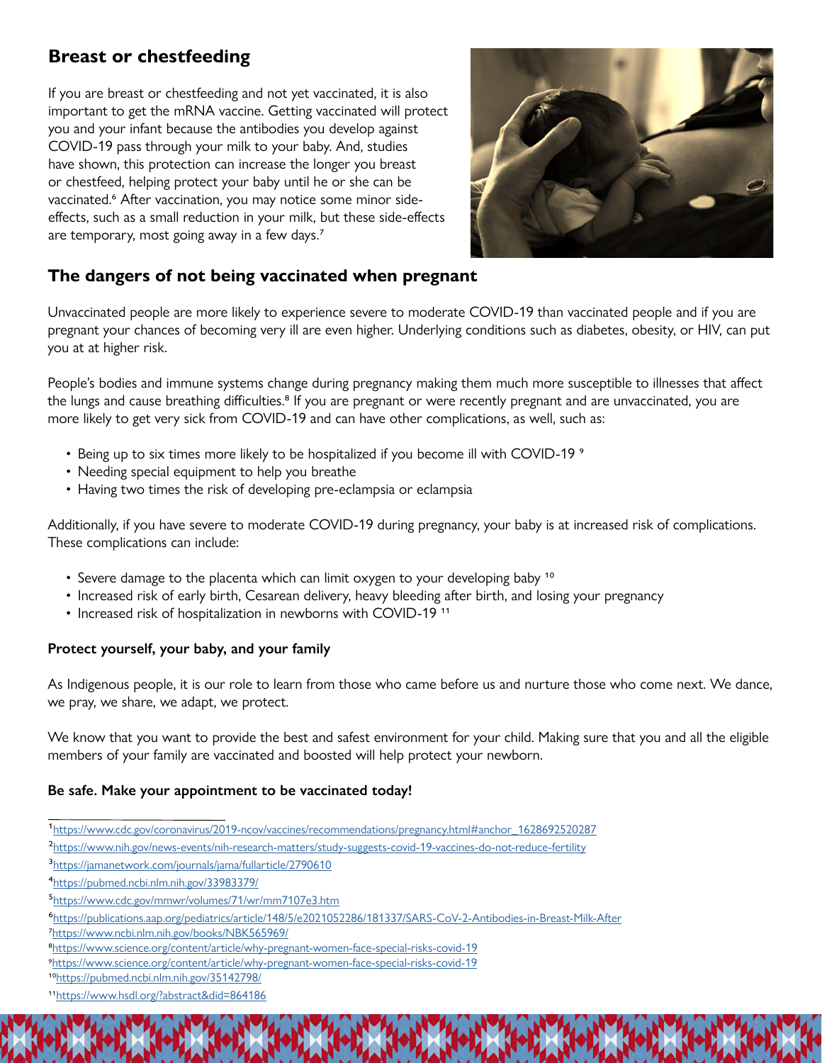## Breast or chestfeeding

If you are breast or chestfeeding and not yet vaccinated, it is also important to get the mRNA vaccine. Getting vaccinated will protect you and your infant because the antibodies you develop against COVID-19 pass through your milk to your baby. And, studies have shown, this protection can increase the longer you breast or chestfeed, helping protect your baby until he or she can be vaccinated.[6] After vaccination, you may notice some minor side-effects, such as a small reduction in your milk, but these side-effects are temporary, most going away in a few days.[7]

## The dangers of not being vaccinated when pregnant

Unvaccinated people are more likely to experience severe to moderate COVID-19 than vaccinated people and if you are pregnant your chances of becoming very ill are even higher. Underlying conditions such as diabetes, obesity, or HIV, can put you at at higher risk.

People's bodies and immune systems change during pregnancy making them much more susceptible to illnesses that affect the lungs and cause breathing difficulties.[8] If you are pregnant or were recently pregnant and are unvaccinated, you are more likely to get very sick from COVID-19 and can have other complications, as well, such as:

- Being up to six times more likely to be hospitalized if you become ill with COVID-19 [9]
- Needing special equipment to help you breathe
- Having two times the risk of developing pre-eclampsia or eclampsia

Additionally, if you have severe to moderate COVID-19 during pregnancy, your baby is at increased risk of complications. These complications can include:

- Severe damage to the placenta which can limit oxygen to your developing baby [10]
- Increased risk of early birth, Cesarean delivery, heavy bleeding after birth, and losing your pregnancy
- Increased risk of hospitalization in newborns with COVID-19 [11]

### Protect yourself, your baby, and your family

As Indigenous people, it is our role to learn from those who came before us and nurture those who come next. We dance, we pray, we share, we adapt, we protect.

We know that you want to provide the best and safest environment for your child. Making sure that you and all the eligible members of your family are vaccinated and boosted will help protect your newborn.

**Be safe. Make your appointment to be vaccinated today!**

---

[1] https://www.cdc.gov/coronavirus/2019-ncov/vaccines/recommendations/pregnancy.html#anchor_1628692520287

[2] https://www.nih.gov/news-events/nih-research-matters/study-suggests-covid-19-vaccines-do-not-reduce-fertility

[3] https://jamanetwork.com/journals/jama/fullarticle/2790610

[4] https://pubmed.ncbi.nlm.nih.gov/33983379/

[5] https://www.cdc.gov/mmwr/volumes/71/wr/mm7107e3.htm

[6] https://publications.aap.org/pediatrics/article/148/5/e2021052286/181337/SARS-CoV-2-Antibodies-in-Breast-Milk-After

[7] https://www.ncbi.nlm.nih.gov/books/NBK565969/

[8] https://www.science.org/content/article/why-pregnant-women-face-special-risks-covid-19

[9] https://www.science.org/content/article/why-pregnant-women-face-special-risks-covid-19

[10] https://pubmed.ncbi.nlm.nih.gov/35142798/

[11] https://www.hsdl.org/?abstract&did=864186